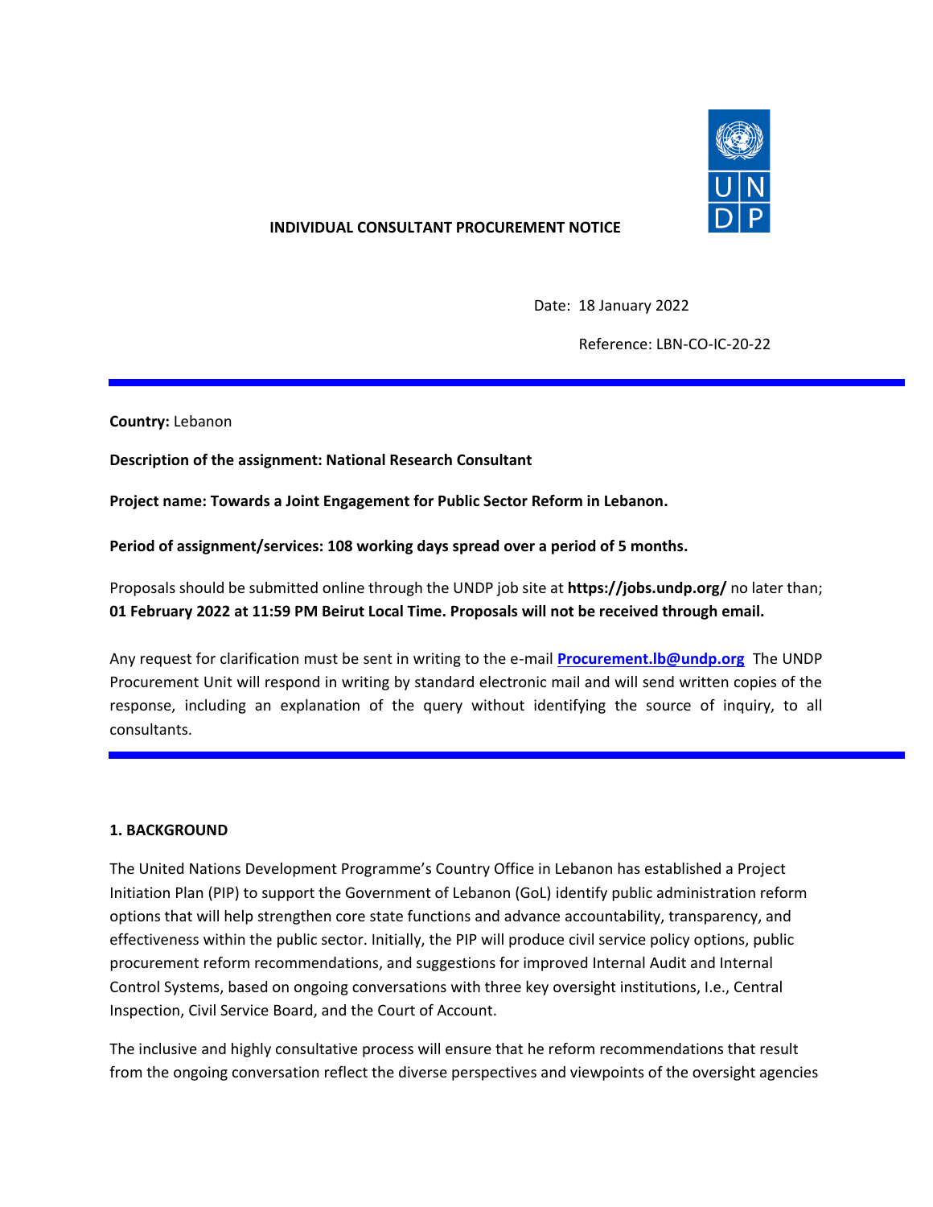**INDIVIDUAL CONSULTANT PROCUREMENT NOTICE**

Date: 18 January 2022

Reference: LBN-CO-IC-20-22

---

**Country:** Lebanon

**Description of the assignment: National Research Consultant**

**Project name: Towards a Joint Engagement for Public Sector Reform in Lebanon.**

**Period of assignment/services: 108 working days spread over a period of 5 months.**

Proposals should be submitted online through the UNDP job site at **https://jobs.undp.org/** no later than; **01 February 2022 at 11:59 PM Beirut Local Time. Proposals will not be received through email.**

Any request for clarification must be sent in writing to the e-mail **Procurement.lb@undp.org** The UNDP Procurement Unit will respond in writing by standard electronic mail and will send written copies of the response, including an explanation of the query without identifying the source of inquiry, to all consultants.

---

## 1. BACKGROUND

The United Nations Development Programme's Country Office in Lebanon has established a Project Initiation Plan (PIP) to support the Government of Lebanon (GoL) identify public administration reform options that will help strengthen core state functions and advance accountability, transparency, and effectiveness within the public sector. Initially, the PIP will produce civil service policy options, public procurement reform recommendations, and suggestions for improved Internal Audit and Internal Control Systems, based on ongoing conversations with three key oversight institutions, I.e., Central Inspection, Civil Service Board, and the Court of Account.

The inclusive and highly consultative process will ensure that he reform recommendations that result from the ongoing conversation reflect the diverse perspectives and viewpoints of the oversight agencies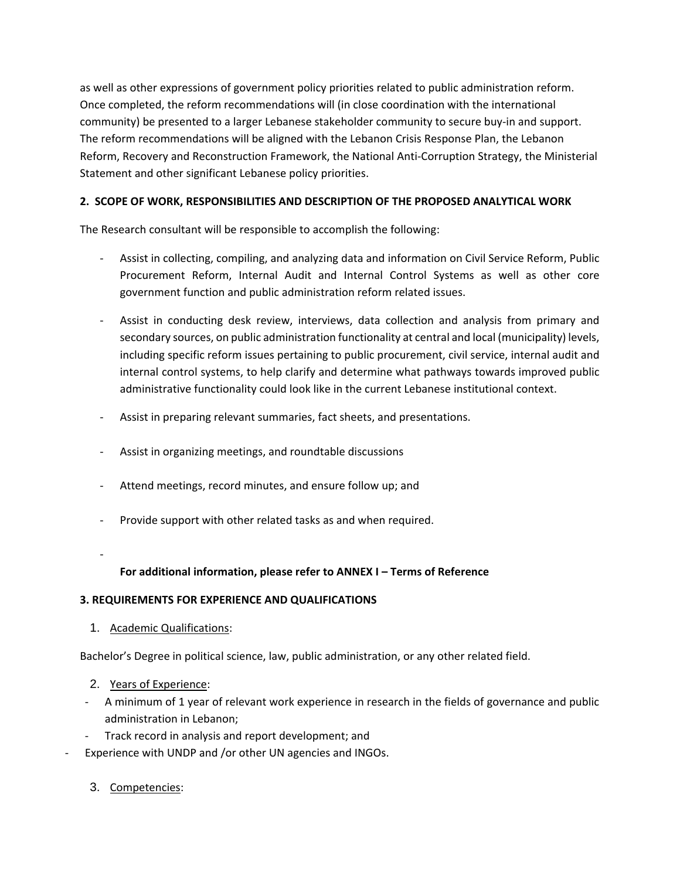as well as other expressions of government policy priorities related to public administration reform. Once completed, the reform recommendations will (in close coordination with the international community) be presented to a larger Lebanese stakeholder community to secure buy-in and support. The reform recommendations will be aligned with the Lebanon Crisis Response Plan, the Lebanon Reform, Recovery and Reconstruction Framework, the National Anti-Corruption Strategy, the Ministerial Statement and other significant Lebanese policy priorities.

## 2. SCOPE OF WORK, RESPONSIBILITIES AND DESCRIPTION OF THE PROPOSED ANALYTICAL WORK

The Research consultant will be responsible to accomplish the following:

- Assist in collecting, compiling, and analyzing data and information on Civil Service Reform, Public Procurement Reform, Internal Audit and Internal Control Systems as well as other core government function and public administration reform related issues.
- Assist in conducting desk review, interviews, data collection and analysis from primary and secondary sources, on public administration functionality at central and local (municipality) levels, including specific reform issues pertaining to public procurement, civil service, internal audit and internal control systems, to help clarify and determine what pathways towards improved public administrative functionality could look like in the current Lebanese institutional context.
- Assist in preparing relevant summaries, fact sheets, and presentations.
- Assist in organizing meetings, and roundtable discussions
- Attend meetings, record minutes, and ensure follow up; and
- Provide support with other related tasks as and when required.
-

**For additional information, please refer to ANNEX I – Terms of Reference**

## 3. REQUIREMENTS FOR EXPERIENCE AND QUALIFICATIONS

1. Academic Qualifications:

Bachelor's Degree in political science, law, public administration, or any other related field.

2. Years of Experience:

- A minimum of 1 year of relevant work experience in research in the fields of governance and public administration in Lebanon;
- Track record in analysis and report development; and
- Experience with UNDP and /or other UN agencies and INGOs.

3. Competencies: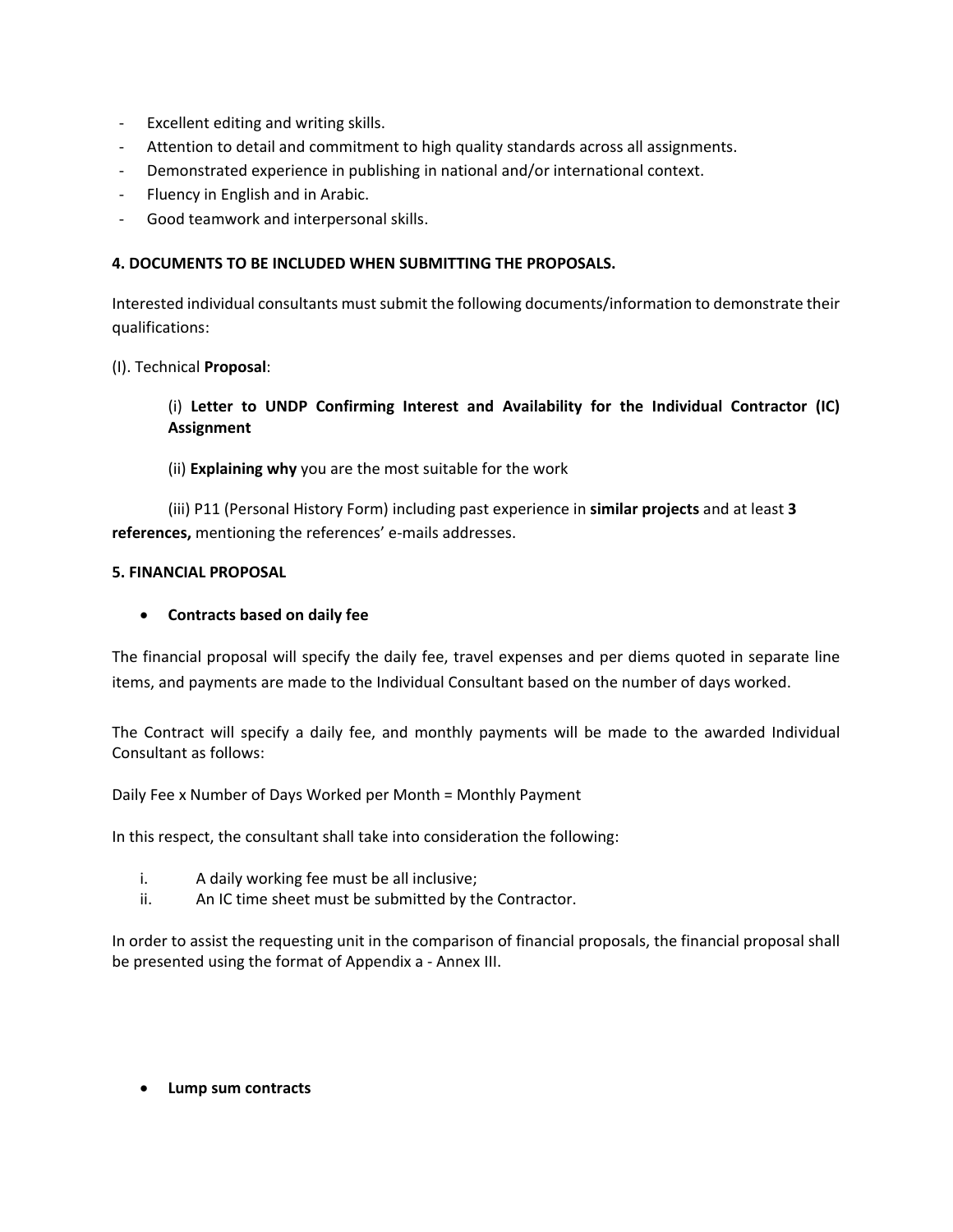- Excellent editing and writing skills.
- Attention to detail and commitment to high quality standards across all assignments.
- Demonstrated experience in publishing in national and/or international context.
- Fluency in English and in Arabic.
- Good teamwork and interpersonal skills.

**4. DOCUMENTS TO BE INCLUDED WHEN SUBMITTING THE PROPOSALS.**

Interested individual consultants must submit the following documents/information to demonstrate their qualifications:

(I). Technical **Proposal**:

(i) **Letter to UNDP Confirming Interest and Availability for the Individual Contractor (IC) Assignment**

(ii) **Explaining why** you are the most suitable for the work

(iii) P11 (Personal History Form) including past experience in **similar projects** and at least **3 references,** mentioning the references' e-mails addresses.

**5. FINANCIAL PROPOSAL**

- **Contracts based on daily fee**

The financial proposal will specify the daily fee, travel expenses and per diems quoted in separate line items, and payments are made to the Individual Consultant based on the number of days worked.

The Contract will specify a daily fee, and monthly payments will be made to the awarded Individual Consultant as follows:

Daily Fee x Number of Days Worked per Month = Monthly Payment

In this respect, the consultant shall take into consideration the following:

i. A daily working fee must be all inclusive;
ii. An IC time sheet must be submitted by the Contractor.

In order to assist the requesting unit in the comparison of financial proposals, the financial proposal shall be presented using the format of Appendix a - Annex III.

- **Lump sum contracts**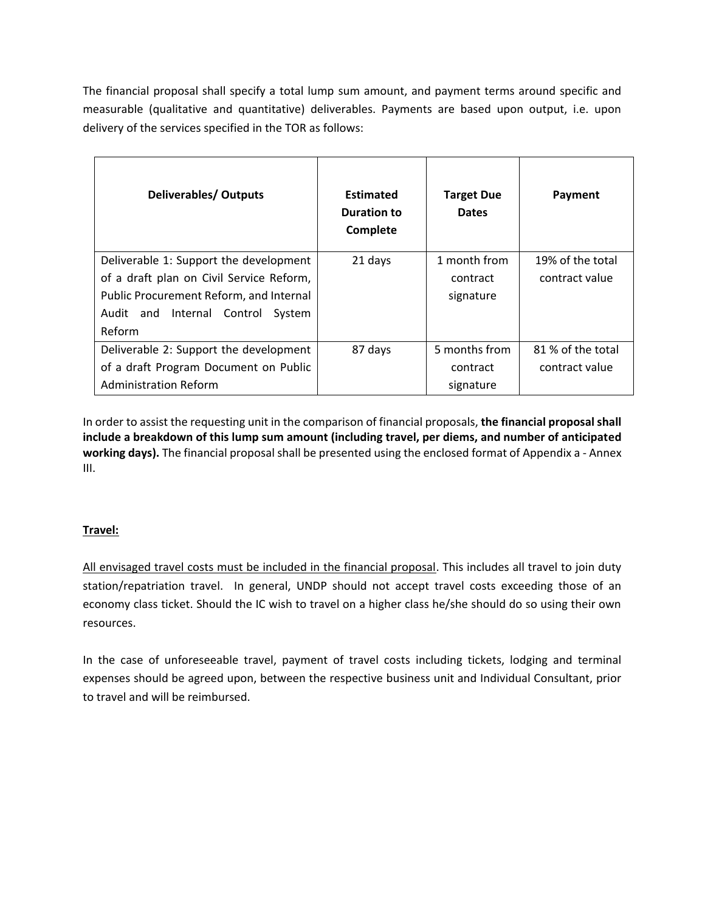The financial proposal shall specify a total lump sum amount, and payment terms around specific and measurable (qualitative and quantitative) deliverables. Payments are based upon output, i.e. upon delivery of the services specified in the TOR as follows:

| Deliverables/ Outputs | Estimated Duration to Complete | Target Due Dates | Payment |
|---|---|---|---|
| Deliverable 1: Support the development of a draft plan on Civil Service Reform, Public Procurement Reform, and Internal Audit and Internal Control System Reform | 21 days | 1 month from contract signature | 19% of the total contract value |
| Deliverable 2: Support the development of a draft Program Document on Public Administration Reform | 87 days | 5 months from contract signature | 81 % of the total contract value |

In order to assist the requesting unit in the comparison of financial proposals, **the financial proposal shall include a breakdown of this lump sum amount (including travel, per diems, and number of anticipated working days).** The financial proposal shall be presented using the enclosed format of Appendix a - Annex III.

**Travel:**

All envisaged travel costs must be included in the financial proposal. This includes all travel to join duty station/repatriation travel. In general, UNDP should not accept travel costs exceeding those of an economy class ticket. Should the IC wish to travel on a higher class he/she should do so using their own resources.

In the case of unforeseeable travel, payment of travel costs including tickets, lodging and terminal expenses should be agreed upon, between the respective business unit and Individual Consultant, prior to travel and will be reimbursed.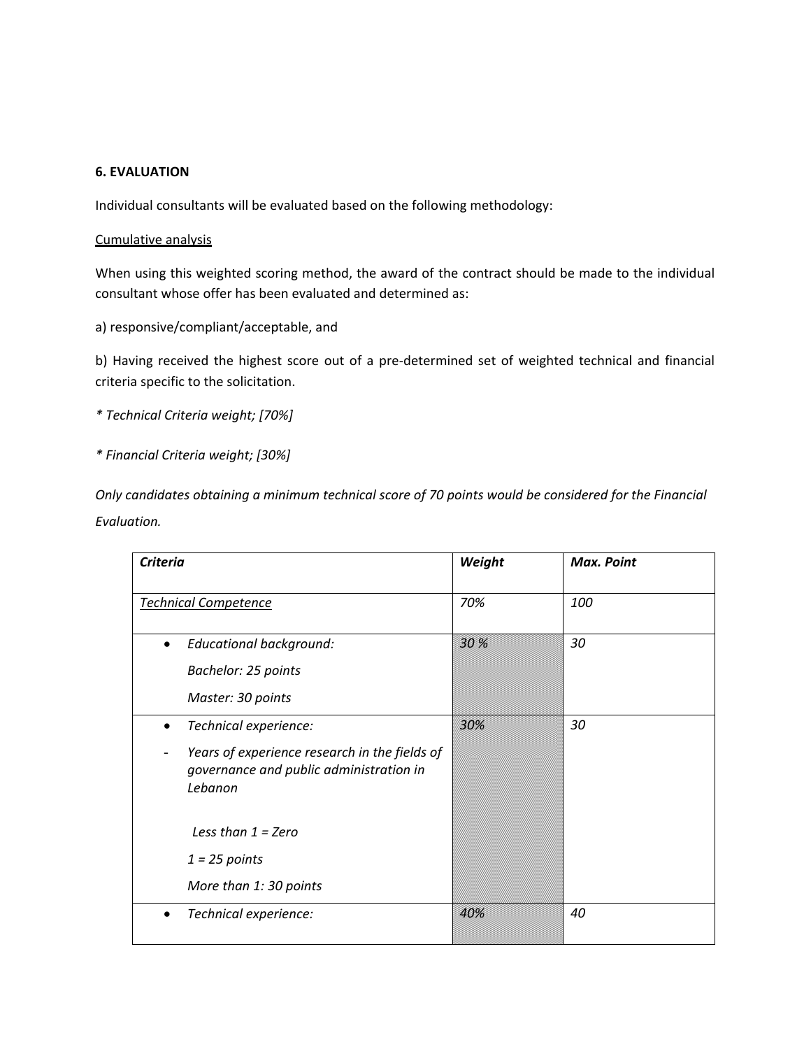**6. EVALUATION**

Individual consultants will be evaluated based on the following methodology:

<u>Cumulative analysis</u>

When using this weighted scoring method, the award of the contract should be made to the individual consultant whose offer has been evaluated and determined as:

a) responsive/compliant/acceptable, and

b) Having received the highest score out of a pre-determined set of weighted technical and financial criteria specific to the solicitation.

*\* Technical Criteria weight; [70%]*

*\* Financial Criteria weight; [30%]*

*Only candidates obtaining a minimum technical score of 70 points would be considered for the Financial Evaluation.*

| *Criteria* | *Weight* | *Max. Point* |
|---|---|---|
| *Technical Competence* | *70%* | *100* |
| • *Educational background:*<br>*Bachelor: 25 points*<br>*Master: 30 points* | *30 %* | *30* |
| • *Technical experience:*<br>- *Years of experience research in the fields of governance and public administration in Lebanon*<br>*Less than 1 = Zero*<br>*1 = 25 points*<br>*More than 1: 30 points* | *30%* | *30* |
| • *Technical experience:* | *40%* | *40* |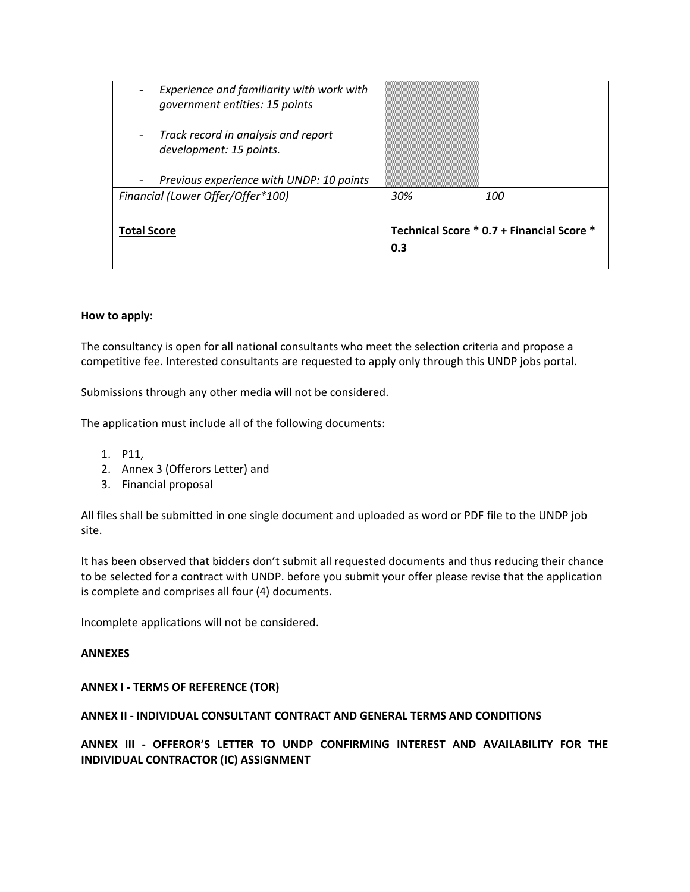| | | |
|---|---|---|
| - *Experience and familiarity with work with government entities: 15 points*<br><br>- *Track record in analysis and report development: 15 points.*<br><br>- *Previous experience with UNDP: 10 points* | | |
| *Financial (Lower Offer/Offer*100)* | *30%* | *100* |
| **Total Score** | **Technical Score * 0.7 + Financial Score * 0.3** | |

**How to apply:**

The consultancy is open for all national consultants who meet the selection criteria and propose a competitive fee. Interested consultants are requested to apply only through this UNDP jobs portal.

Submissions through any other media will not be considered.

The application must include all of the following documents:

1. P11,
2. Annex 3 (Offerors Letter) and
3. Financial proposal

All files shall be submitted in one single document and uploaded as word or PDF file to the UNDP job site.

It has been observed that bidders don't submit all requested documents and thus reducing their chance to be selected for a contract with UNDP. before you submit your offer please revise that the application is complete and comprises all four (4) documents.

Incomplete applications will not be considered.

**ANNEXES**

**ANNEX I - TERMS OF REFERENCE (TOR)**

**ANNEX II - INDIVIDUAL CONSULTANT CONTRACT AND GENERAL TERMS AND CONDITIONS**

**ANNEX III - OFFEROR'S LETTER TO UNDP CONFIRMING INTEREST AND AVAILABILITY FOR THE INDIVIDUAL CONTRACTOR (IC) ASSIGNMENT**